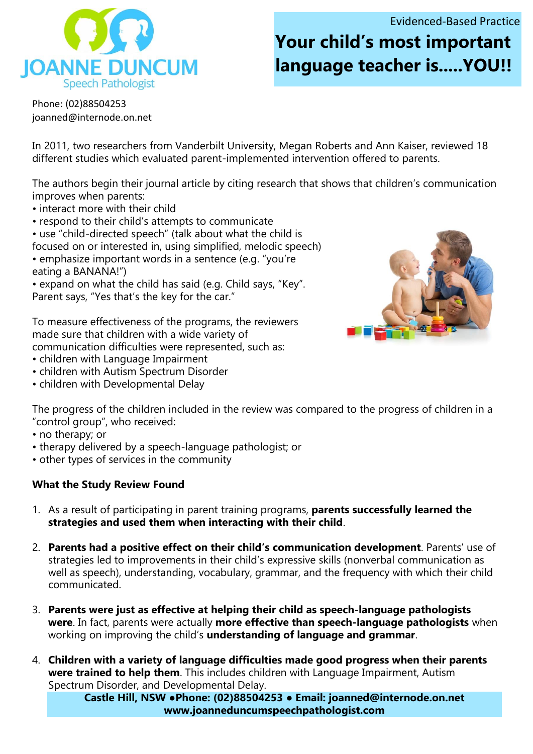JOANNE DUNCUM
Speech Pathologist

Evidenced-Based Practice

# Your child's most important language teacher is.....YOU!!

Phone: (02)88504253
joanned@internode.on.net

In 2011, two researchers from Vanderbilt University, Megan Roberts and Ann Kaiser, reviewed 18 different studies which evaluated parent-implemented intervention offered to parents.

The authors begin their journal article by citing research that shows that children's communication improves when parents:

- interact more with their child
- respond to their child's attempts to communicate
- use "child-directed speech" (talk about what the child is focused on or interested in, using simplified, melodic speech)
- emphasize important words in a sentence (e.g. "you're eating a BANANA!")
- expand on what the child has said (e.g. Child says, "Key". Parent says, "Yes that's the key for the car."

To measure effectiveness of the programs, the reviewers made sure that children with a wide variety of communication difficulties were represented, such as:

- children with Language Impairment
- children with Autism Spectrum Disorder
- children with Developmental Delay

The progress of the children included in the review was compared to the progress of children in a "control group", who received:

- no therapy; or
- therapy delivered by a speech-language pathologist; or
- other types of services in the community

**What the Study Review Found**

1. As a result of participating in parent training programs, **parents successfully learned the strategies and used them when interacting with their child**.

2. **Parents had a positive effect on their child's communication development**. Parents' use of strategies led to improvements in their child's expressive skills (nonverbal communication as well as speech), understanding, vocabulary, grammar, and the frequency with which their child communicated.

3. **Parents were just as effective at helping their child as speech-language pathologists were**. In fact, parents were actually **more effective than speech-language pathologists** when working on improving the child's **understanding of language and grammar**.

4. **Children with a variety of language difficulties made good progress when their parents were trained to help them**. This includes children with Language Impairment, Autism Spectrum Disorder, and Developmental Delay.

**Castle Hill, NSW ●Phone: (02)88504253 ● Email: joanned@internode.on.net**
**www.joanneduncumspeechpathologist.com**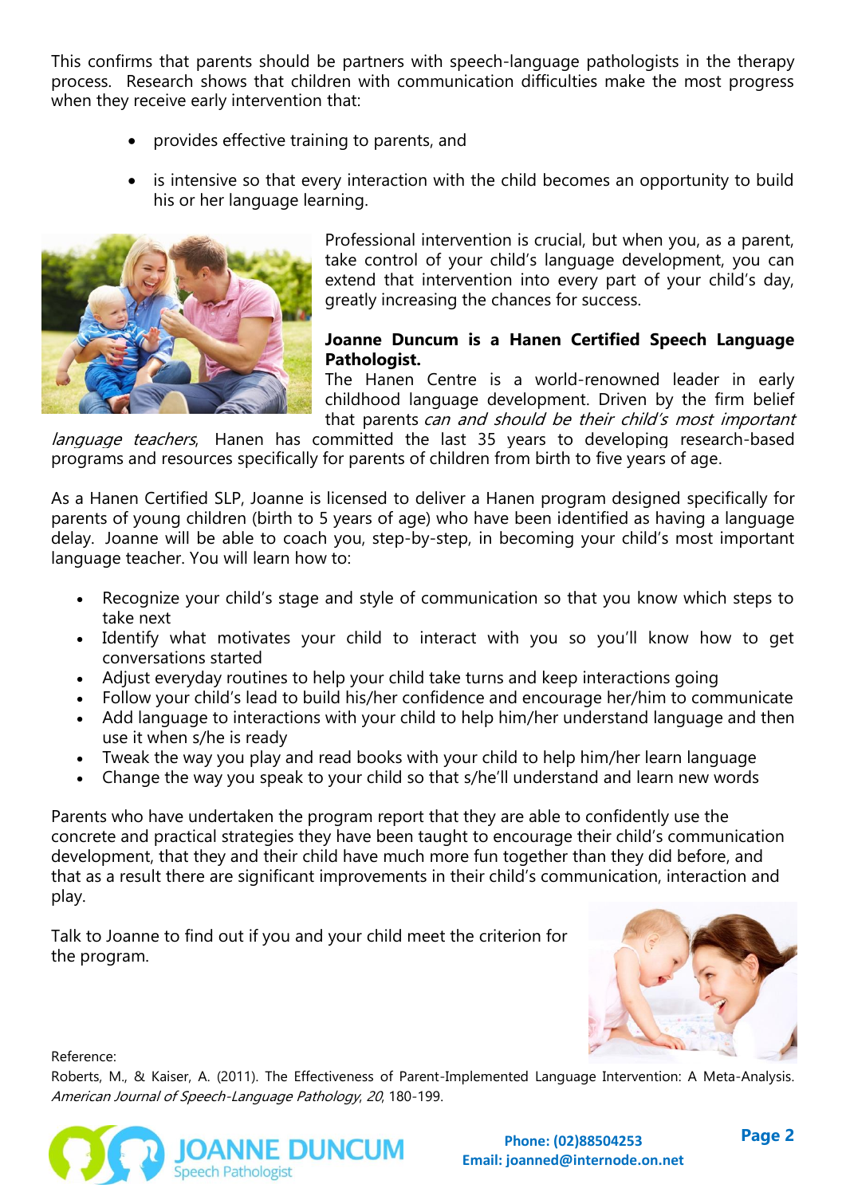This confirms that parents should be partners with speech-language pathologists in the therapy process. Research shows that children with communication difficulties make the most progress when they receive early intervention that:

- provides effective training to parents, and
- is intensive so that every interaction with the child becomes an opportunity to build his or her language learning.

Professional intervention is crucial, but when you, as a parent, take control of your child's language development, you can extend that intervention into every part of your child's day, greatly increasing the chances for success.

**Joanne Duncum is a Hanen Certified Speech Language Pathologist.**

The Hanen Centre is a world-renowned leader in early childhood language development. Driven by the firm belief that parents *can and should be their child's most important language teachers*, Hanen has committed the last 35 years to developing research-based programs and resources specifically for parents of children from birth to five years of age.

As a Hanen Certified SLP, Joanne is licensed to deliver a Hanen program designed specifically for parents of young children (birth to 5 years of age) who have been identified as having a language delay. Joanne will be able to coach you, step-by-step, in becoming your child's most important language teacher. You will learn how to:

- Recognize your child's stage and style of communication so that you know which steps to take next
- Identify what motivates your child to interact with you so you'll know how to get conversations started
- Adjust everyday routines to help your child take turns and keep interactions going
- Follow your child's lead to build his/her confidence and encourage her/him to communicate
- Add language to interactions with your child to help him/her understand language and then use it when s/he is ready
- Tweak the way you play and read books with your child to help him/her learn language
- Change the way you speak to your child so that s/he'll understand and learn new words

Parents who have undertaken the program report that they are able to confidently use the concrete and practical strategies they have been taught to encourage their child's communication development, that they and their child have much more fun together than they did before, and that as a result there are significant improvements in their child's communication, interaction and play.

Talk to Joanne to find out if you and your child meet the criterion for the program.

Reference:

Roberts, M., & Kaiser, A. (2011). The Effectiveness of Parent-Implemented Language Intervention: A Meta-Analysis. *American Journal of Speech-Language Pathology*, *20*, 180-199.

JOANNE DUNCUM Speech Pathologist

**Phone: (02)88504253**
**Email: joanned@internode.on.net**